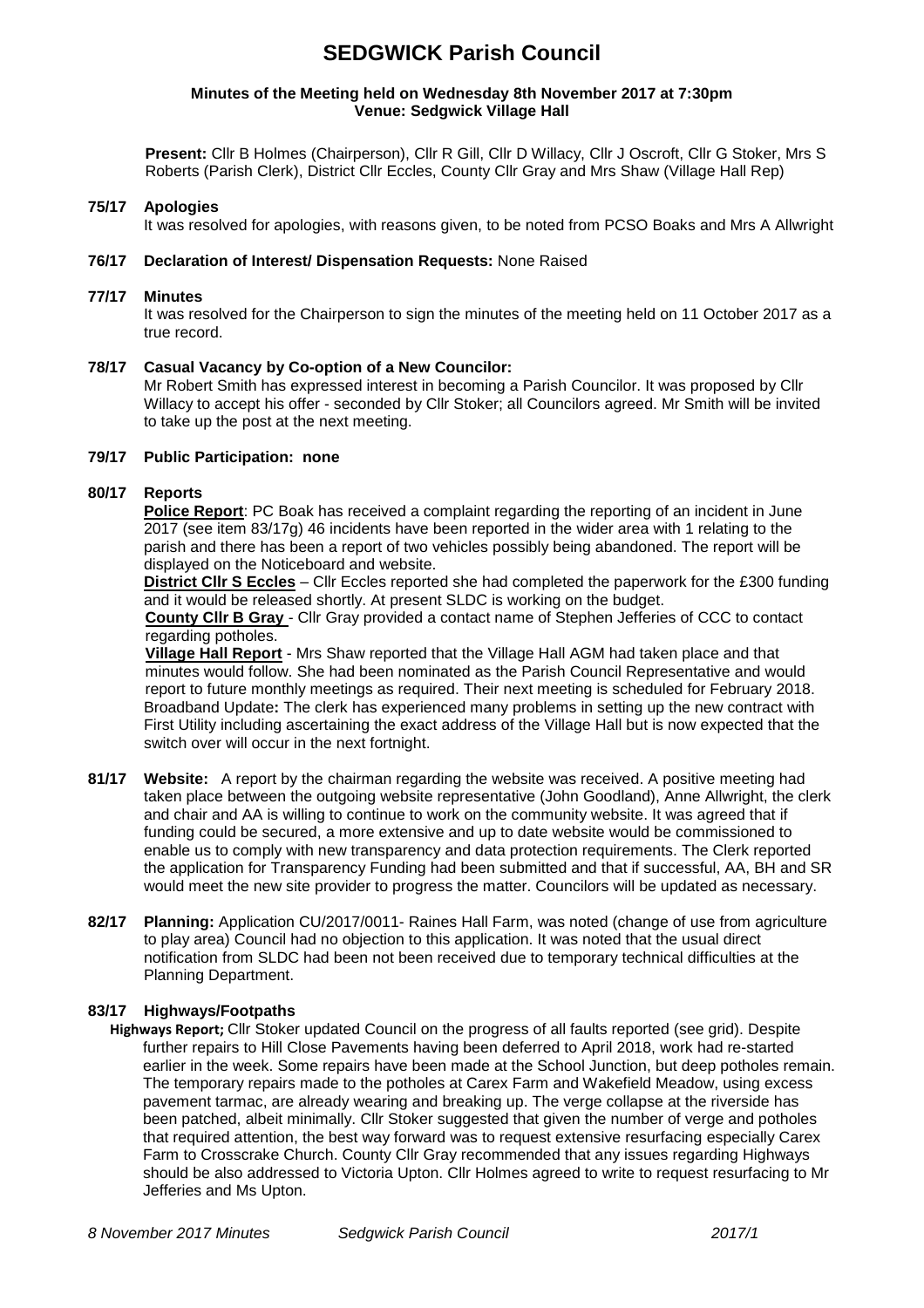# SEDGWICK Parish Council

**Minutes of the Meeting held on Wednesday 8th November 2017 at 7:30pm**
**Venue: Sedgwick Village Hall**

**Present:** Cllr B Holmes (Chairperson), Cllr R Gill, Cllr D Willacy, Cllr J Oscroft, Cllr G Stoker, Mrs S Roberts (Parish Clerk), District Cllr Eccles, County Cllr Gray and Mrs Shaw (Village Hall Rep)

**75/17 Apologies**

It was resolved for apologies, with reasons given, to be noted from PCSO Boaks and Mrs A Allwright

**76/17 Declaration of Interest/ Dispensation Requests:** None Raised

**77/17 Minutes**

It was resolved for the Chairperson to sign the minutes of the meeting held on 11 October 2017 as a true record.

**78/17 Casual Vacancy by Co-option of a New Councilor:**

Mr Robert Smith has expressed interest in becoming a Parish Councilor. It was proposed by Cllr Willacy to accept his offer - seconded by Cllr Stoker; all Councilors agreed. Mr Smith will be invited to take up the post at the next meeting.

**79/17 Public Participation: none**

**80/17 Reports**

**Police Report**: PC Boak has received a complaint regarding the reporting of an incident in June 2017 (see item 83/17g) 46 incidents have been reported in the wider area with 1 relating to the parish and there has been a report of two vehicles possibly being abandoned. The report will be displayed on the Noticeboard and website.

**District Cllr S Eccles** – Cllr Eccles reported she had completed the paperwork for the £300 funding and it would be released shortly. At present SLDC is working on the budget.

**County Cllr B Gray** - Cllr Gray provided a contact name of Stephen Jefferies of CCC to contact regarding potholes.

**Village Hall Report** - Mrs Shaw reported that the Village Hall AGM had taken place and that minutes would follow. She had been nominated as the Parish Council Representative and would report to future monthly meetings as required. Their next meeting is scheduled for February 2018.

Broadband Update**:** The clerk has experienced many problems in setting up the new contract with First Utility including ascertaining the exact address of the Village Hall but is now expected that the switch over will occur in the next fortnight.

**81/17 Website:** A report by the chairman regarding the website was received. A positive meeting had taken place between the outgoing website representative (John Goodland), Anne Allwright, the clerk and chair and AA is willing to continue to work on the community website. It was agreed that if funding could be secured, a more extensive and up to date website would be commissioned to enable us to comply with new transparency and data protection requirements. The Clerk reported the application for Transparency Funding had been submitted and that if successful, AA, BH and SR would meet the new site provider to progress the matter. Councilors will be updated as necessary.

**82/17 Planning:** Application CU/2017/0011- Raines Hall Farm, was noted (change of use from agriculture to play area) Council had no objection to this application. It was noted that the usual direct notification from SLDC had been not been received due to temporary technical difficulties at the Planning Department.

**83/17 Highways/Footpaths**

**Highways Report;** Cllr Stoker updated Council on the progress of all faults reported (see grid). Despite further repairs to Hill Close Pavements having been deferred to April 2018, work had re-started earlier in the week. Some repairs have been made at the School Junction, but deep potholes remain. The temporary repairs made to the potholes at Carex Farm and Wakefield Meadow, using excess pavement tarmac, are already wearing and breaking up. The verge collapse at the riverside has been patched, albeit minimally. Cllr Stoker suggested that given the number of verge and potholes that required attention, the best way forward was to request extensive resurfacing especially Carex Farm to Crosscrake Church. County Cllr Gray recommended that any issues regarding Highways should be also addressed to Victoria Upton. Cllr Holmes agreed to write to request resurfacing to Mr Jefferies and Ms Upton.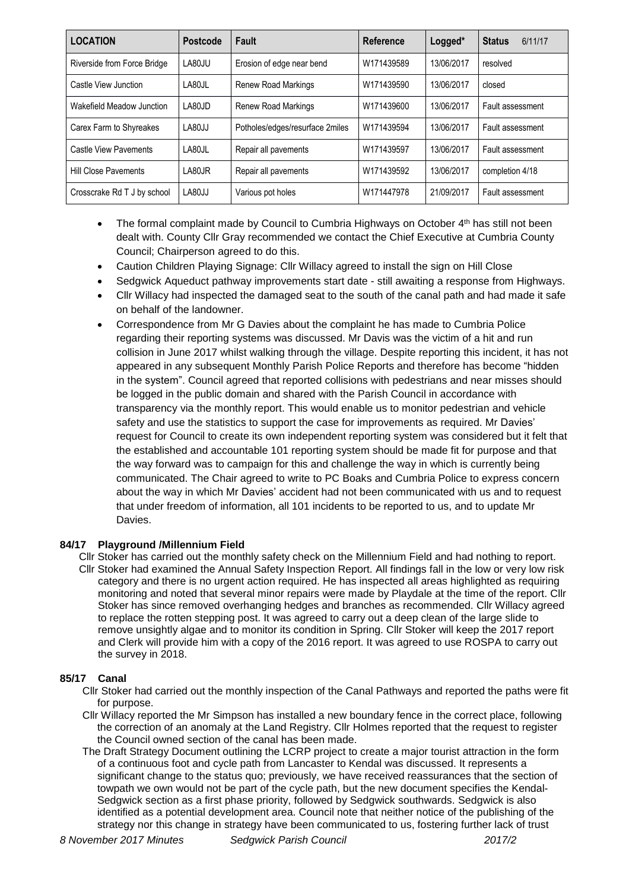| LOCATION | Postcode | Fault | Reference | Logged* | Status 6/11/17 |
|---|---|---|---|---|---|
| Riverside from Force Bridge | LA80JU | Erosion of edge near bend | W171439589 | 13/06/2017 | resolved |
| Castle View Junction | LA80JL | Renew Road Markings | W171439590 | 13/06/2017 | closed |
| Wakefield Meadow Junction | LA80JD | Renew Road Markings | W171439600 | 13/06/2017 | Fault assessment |
| Carex Farm to Shyreakes | LA80JJ | Potholes/edges/resurface 2miles | W171439594 | 13/06/2017 | Fault assessment |
| Castle View Pavements | LA80JL | Repair all pavements | W171439597 | 13/06/2017 | Fault assessment |
| Hill Close Pavements | LA80JR | Repair all pavements | W171439592 | 13/06/2017 | completion 4/18 |
| Crosscrake Rd T J by school | LA80JJ | Various pot holes | W171447978 | 21/09/2017 | Fault assessment |

- The formal complaint made by Council to Cumbria Highways on October 4th has still not been dealt with. County Cllr Gray recommended we contact the Chief Executive at Cumbria County Council; Chairperson agreed to do this.
- Caution Children Playing Signage: Cllr Willacy agreed to install the sign on Hill Close
- Sedgwick Aqueduct pathway improvements start date - still awaiting a response from Highways.
- Cllr Willacy had inspected the damaged seat to the south of the canal path and had made it safe on behalf of the landowner.
- Correspondence from Mr G Davies about the complaint he has made to Cumbria Police regarding their reporting systems was discussed. Mr Davis was the victim of a hit and run collision in June 2017 whilst walking through the village. Despite reporting this incident, it has not appeared in any subsequent Monthly Parish Police Reports and therefore has become "hidden in the system". Council agreed that reported collisions with pedestrians and near misses should be logged in the public domain and shared with the Parish Council in accordance with transparency via the monthly report. This would enable us to monitor pedestrian and vehicle safety and use the statistics to support the case for improvements as required. Mr Davies' request for Council to create its own independent reporting system was considered but it felt that the established and accountable 101 reporting system should be made fit for purpose and that the way forward was to campaign for this and challenge the way in which is currently being communicated. The Chair agreed to write to PC Boaks and Cumbria Police to express concern about the way in which Mr Davies' accident had not been communicated with us and to request that under freedom of information, all 101 incidents to be reported to us, and to update Mr Davies.

### 84/17 Playground /Millennium Field

Cllr Stoker has carried out the monthly safety check on the Millennium Field and had nothing to report.

Cllr Stoker had examined the Annual Safety Inspection Report. All findings fall in the low or very low risk category and there is no urgent action required. He has inspected all areas highlighted as requiring monitoring and noted that several minor repairs were made by Playdale at the time of the report. Cllr Stoker has since removed overhanging hedges and branches as recommended. Cllr Willacy agreed to replace the rotten stepping post. It was agreed to carry out a deep clean of the large slide to remove unsightly algae and to monitor its condition in Spring. Cllr Stoker will keep the 2017 report and Clerk will provide him with a copy of the 2016 report. It was agreed to use ROSPA to carry out the survey in 2018.

### 85/17 Canal

Cllr Stoker had carried out the monthly inspection of the Canal Pathways and reported the paths were fit for purpose.

Cllr Willacy reported the Mr Simpson has installed a new boundary fence in the correct place, following the correction of an anomaly at the Land Registry. Cllr Holmes reported that the request to register the Council owned section of the canal has been made.

The Draft Strategy Document outlining the LCRP project to create a major tourist attraction in the form of a continuous foot and cycle path from Lancaster to Kendal was discussed. It represents a significant change to the status quo; previously, we have received reassurances that the section of towpath we own would not be part of the cycle path, but the new document specifies the Kendal-Sedgwick section as a first phase priority, followed by Sedgwick southwards. Sedgwick is also identified as a potential development area. Council note that neither notice of the publishing of the strategy nor this change in strategy have been communicated to us, fostering further lack of trust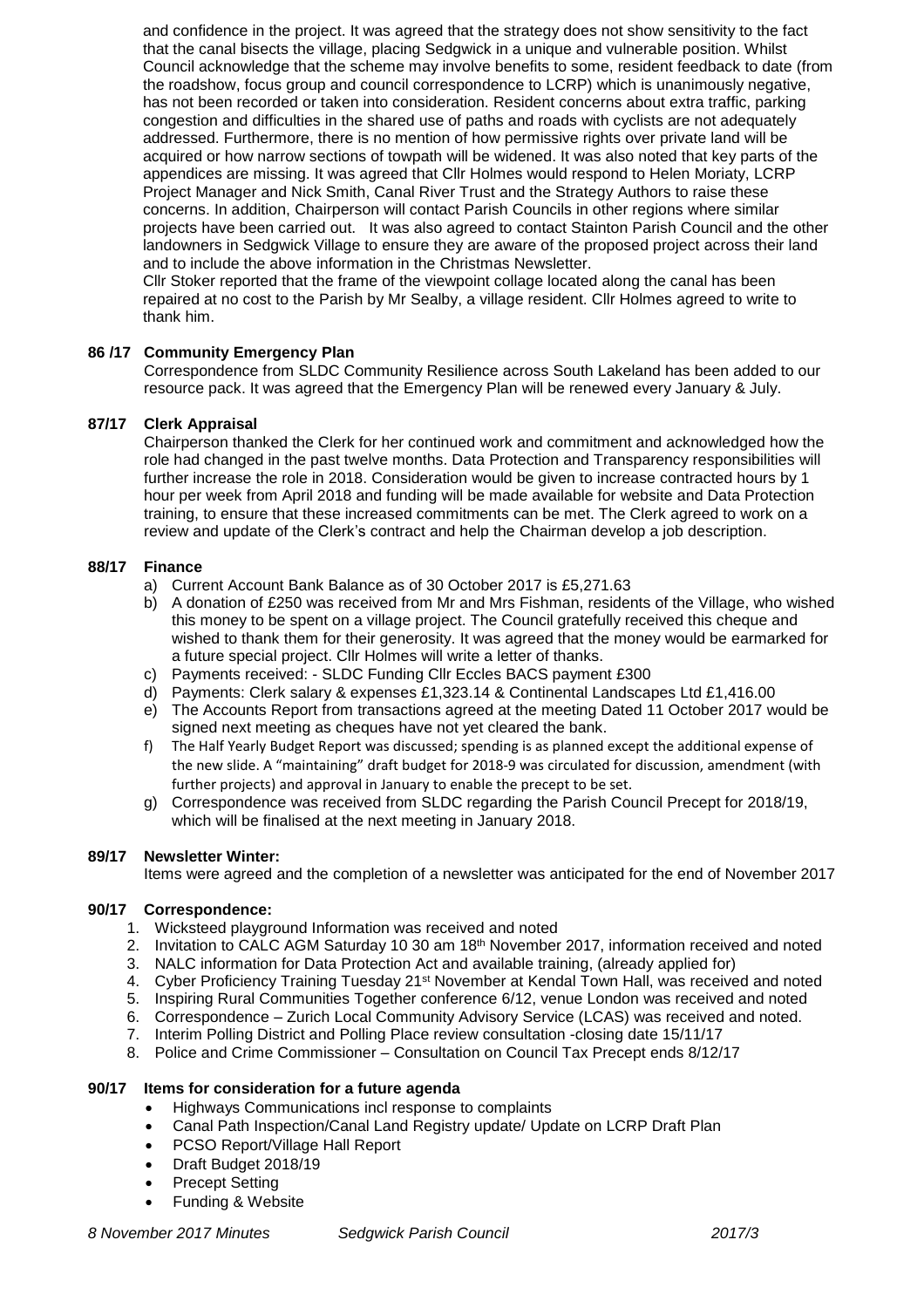and confidence in the project. It was agreed that the strategy does not show sensitivity to the fact that the canal bisects the village, placing Sedgwick in a unique and vulnerable position. Whilst Council acknowledge that the scheme may involve benefits to some, resident feedback to date (from the roadshow, focus group and council correspondence to LCRP) which is unanimously negative, has not been recorded or taken into consideration. Resident concerns about extra traffic, parking congestion and difficulties in the shared use of paths and roads with cyclists are not adequately addressed. Furthermore, there is no mention of how permissive rights over private land will be acquired or how narrow sections of towpath will be widened. It was also noted that key parts of the appendices are missing. It was agreed that Cllr Holmes would respond to Helen Moriaty, LCRP Project Manager and Nick Smith, Canal River Trust and the Strategy Authors to raise these concerns. In addition, Chairperson will contact Parish Councils in other regions where similar projects have been carried out. It was also agreed to contact Stainton Parish Council and the other landowners in Sedgwick Village to ensure they are aware of the proposed project across their land and to include the above information in the Christmas Newsletter.

Cllr Stoker reported that the frame of the viewpoint collage located along the canal has been repaired at no cost to the Parish by Mr Sealby, a village resident. Cllr Holmes agreed to write to thank him.

### 86 /17 Community Emergency Plan

Correspondence from SLDC Community Resilience across South Lakeland has been added to our resource pack. It was agreed that the Emergency Plan will be renewed every January & July.

### 87/17 Clerk Appraisal

Chairperson thanked the Clerk for her continued work and commitment and acknowledged how the role had changed in the past twelve months. Data Protection and Transparency responsibilities will further increase the role in 2018. Consideration would be given to increase contracted hours by 1 hour per week from April 2018 and funding will be made available for website and Data Protection training, to ensure that these increased commitments can be met. The Clerk agreed to work on a review and update of the Clerk's contract and help the Chairman develop a job description.

### 88/17 Finance

a) Current Account Bank Balance as of 30 October 2017 is £5,271.63
b) A donation of £250 was received from Mr and Mrs Fishman, residents of the Village, who wished this money to be spent on a village project. The Council gratefully received this cheque and wished to thank them for their generosity. It was agreed that the money would be earmarked for a future special project. Cllr Holmes will write a letter of thanks.
c) Payments received: - SLDC Funding Cllr Eccles BACS payment £300
d) Payments: Clerk salary & expenses £1,323.14 & Continental Landscapes Ltd £1,416.00
e) The Accounts Report from transactions agreed at the meeting Dated 11 October 2017 would be signed next meeting as cheques have not yet cleared the bank.
f) The Half Yearly Budget Report was discussed; spending is as planned except the additional expense of the new slide. A "maintaining" draft budget for 2018-9 was circulated for discussion, amendment (with further projects) and approval in January to enable the precept to be set.
g) Correspondence was received from SLDC regarding the Parish Council Precept for 2018/19, which will be finalised at the next meeting in January 2018.

### 89/17 Newsletter Winter:

Items were agreed and the completion of a newsletter was anticipated for the end of November 2017

### 90/17 Correspondence:

1. Wicksteed playground Information was received and noted
2. Invitation to CALC AGM Saturday 10 30 am 18th November 2017, information received and noted
3. NALC information for Data Protection Act and available training, (already applied for)
4. Cyber Proficiency Training Tuesday 21st November at Kendal Town Hall, was received and noted
5. Inspiring Rural Communities Together conference 6/12, venue London was received and noted
6. Correspondence – Zurich Local Community Advisory Service (LCAS) was received and noted.
7. Interim Polling District and Polling Place review consultation -closing date 15/11/17
8. Police and Crime Commissioner – Consultation on Council Tax Precept ends 8/12/17

### 90/17 Items for consideration for a future agenda

- Highways Communications incl response to complaints
- Canal Path Inspection/Canal Land Registry update/ Update on LCRP Draft Plan
- PCSO Report/Village Hall Report
- Draft Budget 2018/19
- Precept Setting
- Funding & Website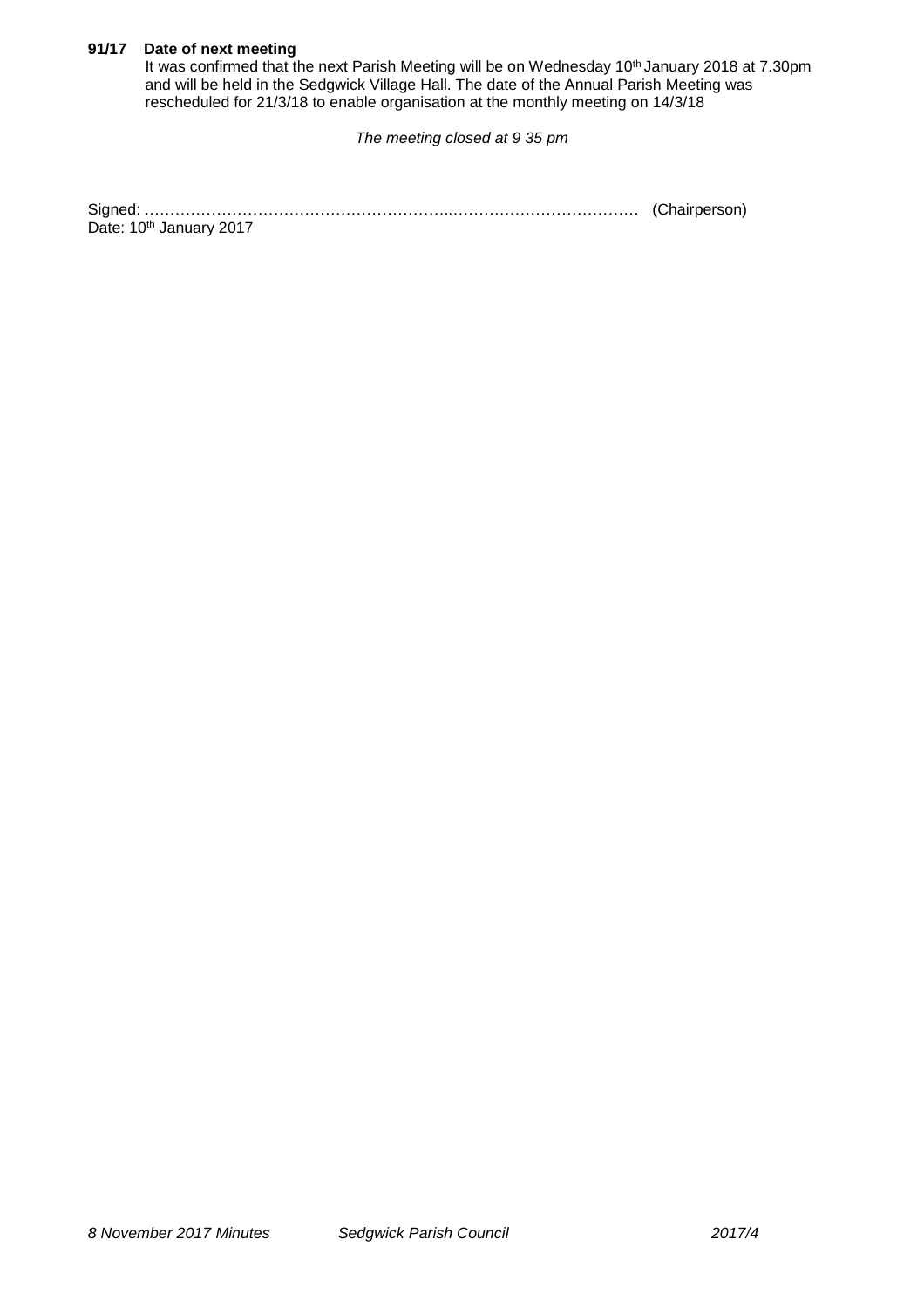**91/17 Date of next meeting**

It was confirmed that the next Parish Meeting will be on Wednesday 10th January 2018 at 7.30pm and will be held in the Sedgwick Village Hall. The date of the Annual Parish Meeting was rescheduled for 21/3/18 to enable organisation at the monthly meeting on 14/3/18

*The meeting closed at 9 35 pm*

Signed: …………………………………………………..……………………………… (Chairperson)
Date: 10th January 2017